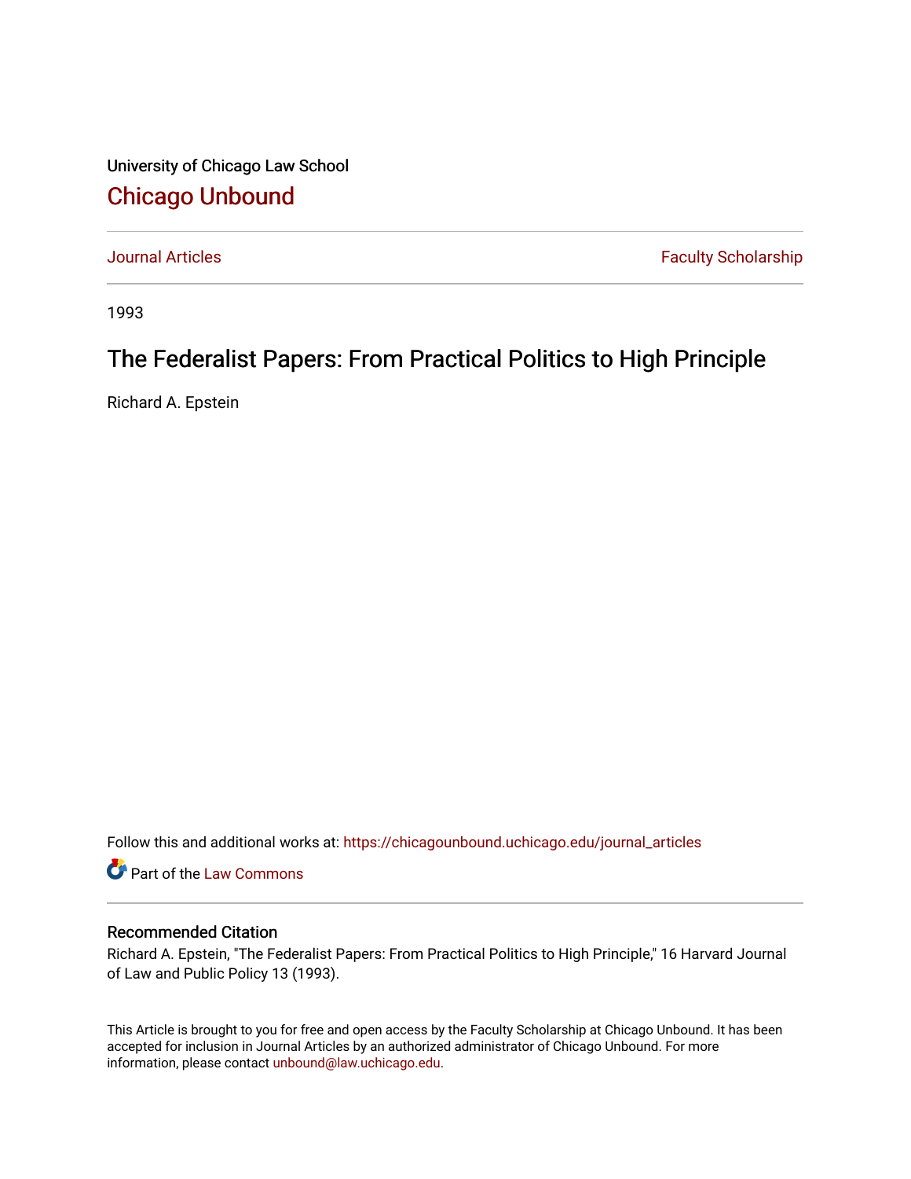University of Chicago Law School

## Chicago Unbound

Journal Articles | Faculty Scholarship

1993

# The Federalist Papers: From Practical Politics to High Principle

Richard A. Epstein

Follow this and additional works at: https://chicagounbound.uchicago.edu/journal_articles

Part of the Law Commons

### Recommended Citation

Richard A. Epstein, "The Federalist Papers: From Practical Politics to High Principle," 16 Harvard Journal of Law and Public Policy 13 (1993).

This Article is brought to you for free and open access by the Faculty Scholarship at Chicago Unbound. It has been accepted for inclusion in Journal Articles by an authorized administrator of Chicago Unbound. For more information, please contact unbound@law.uchicago.edu.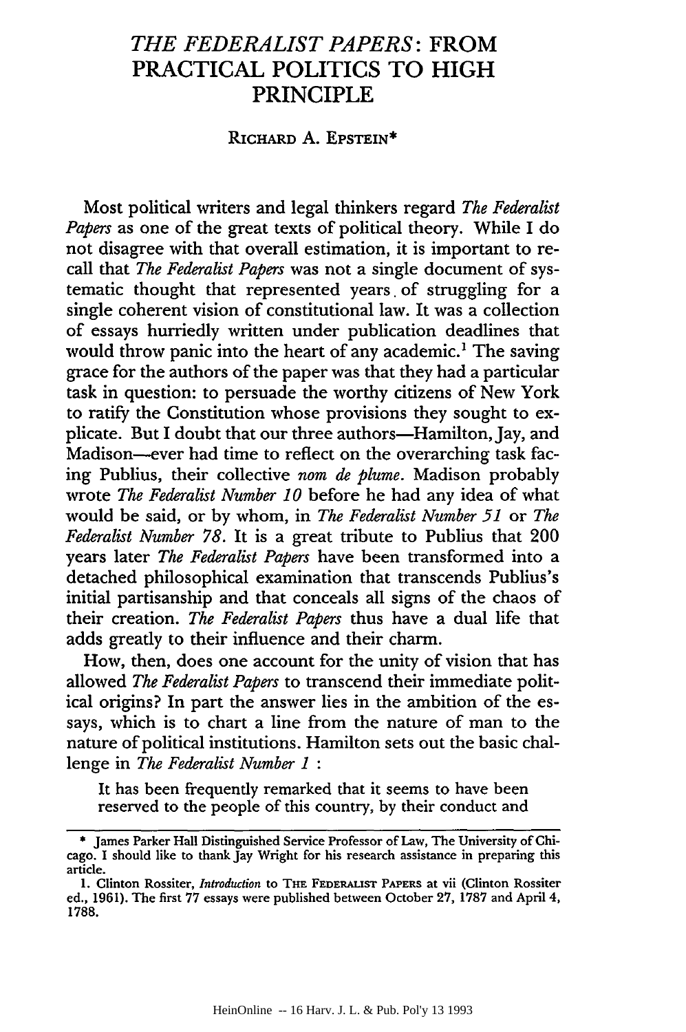# *THE FEDERALIST PAPERS*: FROM PRACTICAL POLITICS TO HIGH PRINCIPLE

RICHARD A. EPSTEIN*

Most political writers and legal thinkers regard *The Federalist Papers* as one of the great texts of political theory. While I do not disagree with that overall estimation, it is important to recall that *The Federalist Papers* was not a single document of systematic thought that represented years of struggling for a single coherent vision of constitutional law. It was a collection of essays hurriedly written under publication deadlines that would throw panic into the heart of any academic.[1] The saving grace for the authors of the paper was that they had a particular task in question: to persuade the worthy citizens of New York to ratify the Constitution whose provisions they sought to explicate. But I doubt that our three authors—Hamilton, Jay, and Madison—ever had time to reflect on the overarching task facing Publius, their collective *nom de plume*. Madison probably wrote *The Federalist Number 10* before he had any idea of what would be said, or by whom, in *The Federalist Number 51* or *The Federalist Number 78*. It is a great tribute to Publius that 200 years later *The Federalist Papers* have been transformed into a detached philosophical examination that transcends Publius's initial partisanship and that conceals all signs of the chaos of their creation. *The Federalist Papers* thus have a dual life that adds greatly to their influence and their charm.

How, then, does one account for the unity of vision that has allowed *The Federalist Papers* to transcend their immediate political origins? In part the answer lies in the ambition of the essays, which is to chart a line from the nature of man to the nature of political institutions. Hamilton sets out the basic challenge in *The Federalist Number 1* :

> It has been frequently remarked that it seems to have been reserved to the people of this country, by their conduct and

---

\* James Parker Hall Distinguished Service Professor of Law, The University of Chicago. I should like to thank Jay Wright for his research assistance in preparing this article.

1. Clinton Rossiter, *Introduction* to THE FEDERALIST PAPERS at vii (Clinton Rossiter ed., 1961). The first 77 essays were published between October 27, 1787 and April 4, 1788.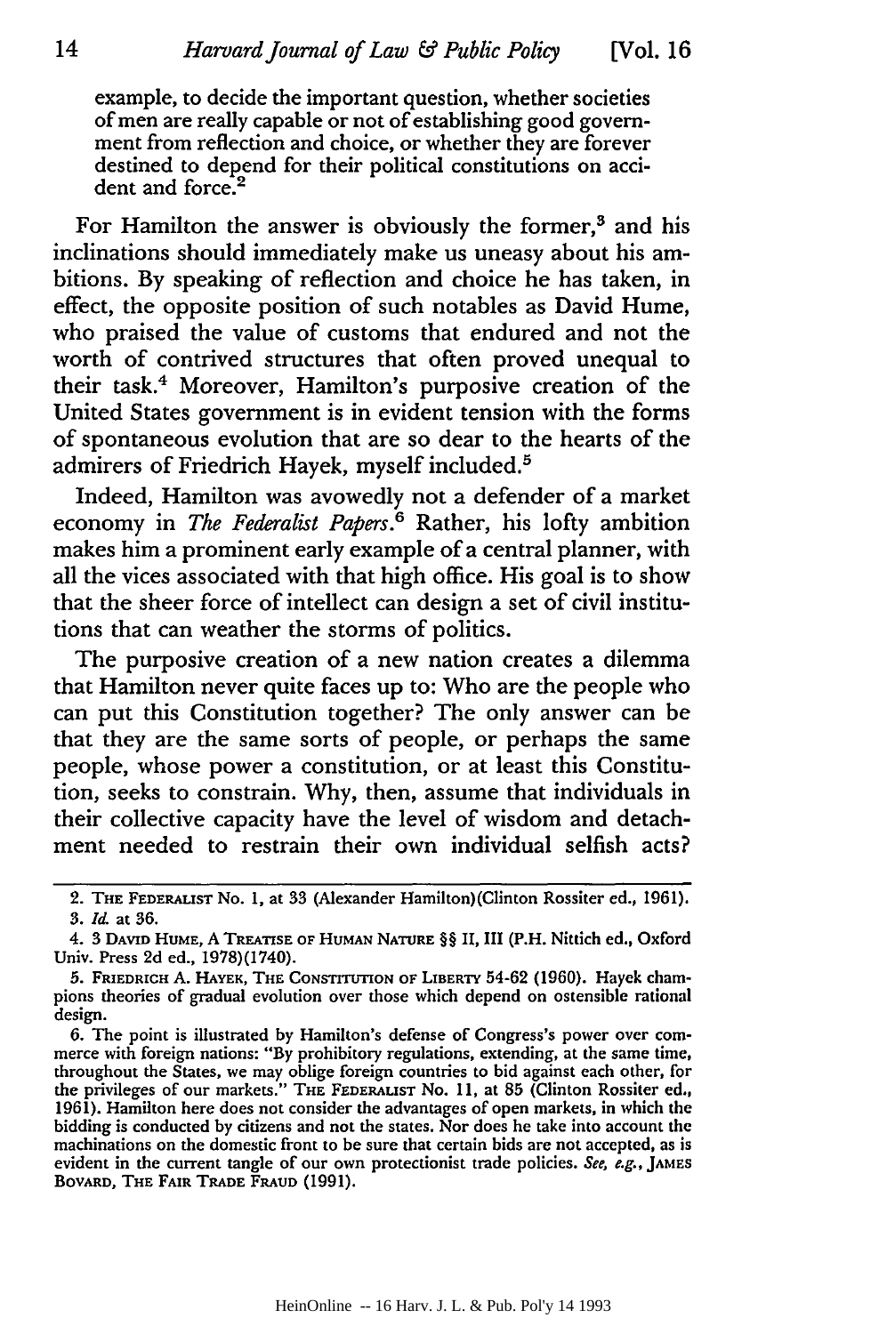example, to decide the important question, whether societies of men are really capable or not of establishing good government from reflection and choice, or whether they are forever destined to depend for their political constitutions on accident and force.[2]

For Hamilton the answer is obviously the former,[3] and his inclinations should immediately make us uneasy about his ambitions. By speaking of reflection and choice he has taken, in effect, the opposite position of such notables as David Hume, who praised the value of customs that endured and not the worth of contrived structures that often proved unequal to their task.[4] Moreover, Hamilton's purposive creation of the United States government is in evident tension with the forms of spontaneous evolution that are so dear to the hearts of the admirers of Friedrich Hayek, myself included.[5]

Indeed, Hamilton was avowedly not a defender of a market economy in *The Federalist Papers*.[6] Rather, his lofty ambition makes him a prominent early example of a central planner, with all the vices associated with that high office. His goal is to show that the sheer force of intellect can design a set of civil institutions that can weather the storms of politics.

The purposive creation of a new nation creates a dilemma that Hamilton never quite faces up to: Who are the people who can put this Constitution together? The only answer can be that they are the same sorts of people, or perhaps the same people, whose power a constitution, or at least this Constitution, seeks to constrain. Why, then, assume that individuals in their collective capacity have the level of wisdom and detachment needed to restrain their own individual selfish acts?

---

2. THE FEDERALIST No. 1, at 33 (Alexander Hamilton)(Clinton Rossiter ed., 1961).

3. *Id.* at 36.

4. 3 DAVID HUME, A TREATISE OF HUMAN NATURE §§ II, III (P.H. Nittich ed., Oxford Univ. Press 2d ed., 1978)(1740).

5. FRIEDRICH A. HAYEK, THE CONSTITUTION OF LIBERTY 54-62 (1960). Hayek champions theories of gradual evolution over those which depend on ostensible rational design.

6. The point is illustrated by Hamilton's defense of Congress's power over commerce with foreign nations: "By prohibitory regulations, extending, at the same time, throughout the States, we may oblige foreign countries to bid against each other, for the privileges of our markets." THE FEDERALIST No. 11, at 85 (Clinton Rossiter ed., 1961). Hamilton here does not consider the advantages of open markets, in which the bidding is conducted by citizens and not the states. Nor does he take into account the machinations on the domestic front to be sure that certain bids are not accepted, as is evident in the current tangle of our own protectionist trade policies. *See, e.g.*, JAMES BOVARD, THE FAIR TRADE FRAUD (1991).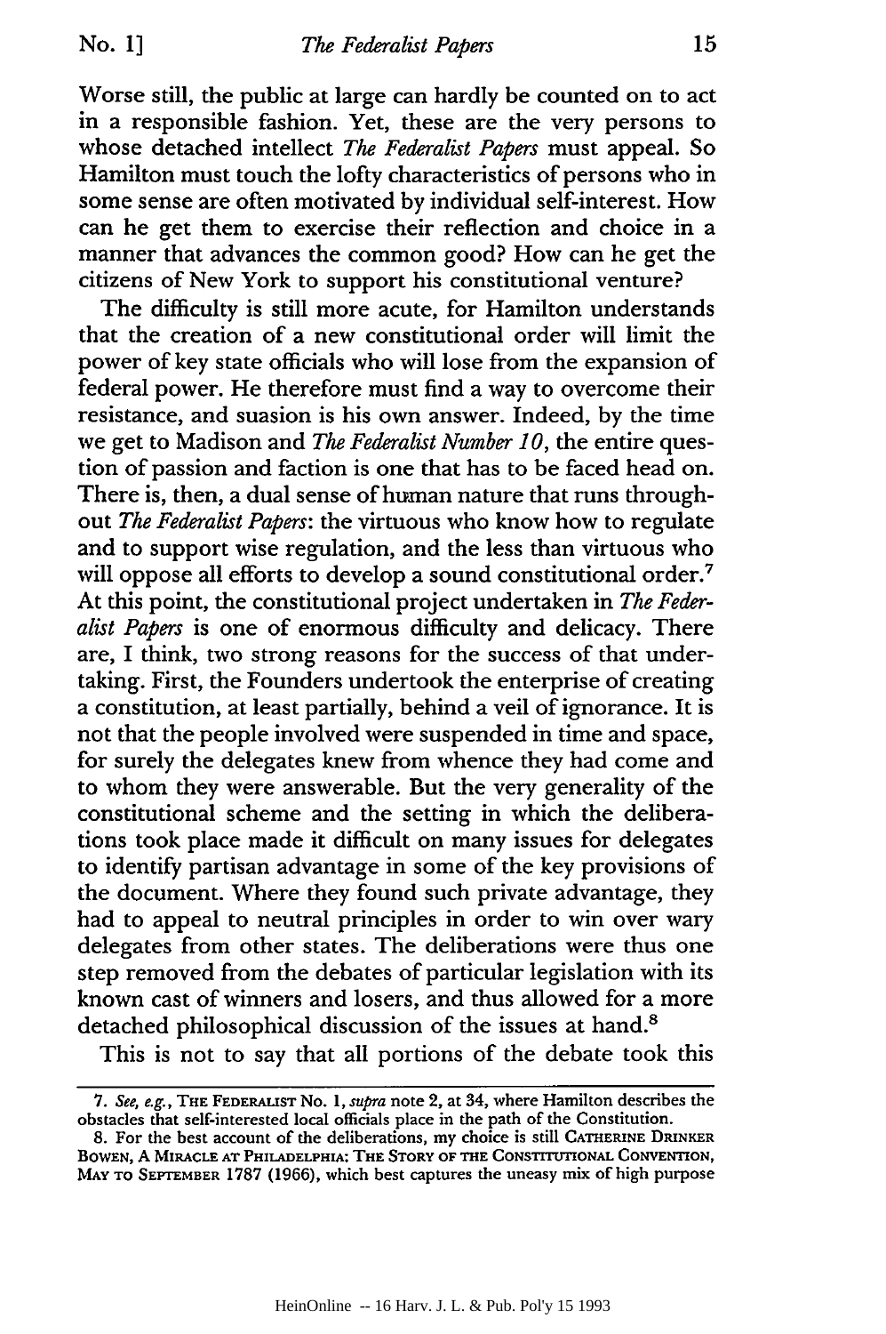Worse still, the public at large can hardly be counted on to act in a responsible fashion. Yet, these are the very persons to whose detached intellect *The Federalist Papers* must appeal. So Hamilton must touch the lofty characteristics of persons who in some sense are often motivated by individual self-interest. How can he get them to exercise their reflection and choice in a manner that advances the common good? How can he get the citizens of New York to support his constitutional venture?

The difficulty is still more acute, for Hamilton understands that the creation of a new constitutional order will limit the power of key state officials who will lose from the expansion of federal power. He therefore must find a way to overcome their resistance, and suasion is his own answer. Indeed, by the time we get to Madison and *The Federalist Number 10*, the entire question of passion and faction is one that has to be faced head on. There is, then, a dual sense of human nature that runs throughout *The Federalist Papers*: the virtuous who know how to regulate and to support wise regulation, and the less than virtuous who will oppose all efforts to develop a sound constitutional order.[7] At this point, the constitutional project undertaken in *The Federalist Papers* is one of enormous difficulty and delicacy. There are, I think, two strong reasons for the success of that undertaking. First, the Founders undertook the enterprise of creating a constitution, at least partially, behind a veil of ignorance. It is not that the people involved were suspended in time and space, for surely the delegates knew from whence they had come and to whom they were answerable. But the very generality of the constitutional scheme and the setting in which the deliberations took place made it difficult on many issues for delegates to identify partisan advantage in some of the key provisions of the document. Where they found such private advantage, they had to appeal to neutral principles in order to win over wary delegates from other states. The deliberations were thus one step removed from the debates of particular legislation with its known cast of winners and losers, and thus allowed for a more detached philosophical discussion of the issues at hand.[8]

This is not to say that all portions of the debate took this

---

7. *See, e.g.*, THE FEDERALIST No. 1, *supra* note 2, at 34, where Hamilton describes the obstacles that self-interested local officials place in the path of the Constitution.

8. For the best account of the deliberations, my choice is still CATHERINE DRINKER BOWEN, A MIRACLE AT PHILADELPHIA: THE STORY OF THE CONSTITUTIONAL CONVENTION, MAY TO SEPTEMBER 1787 (1966), which best captures the uneasy mix of high purpose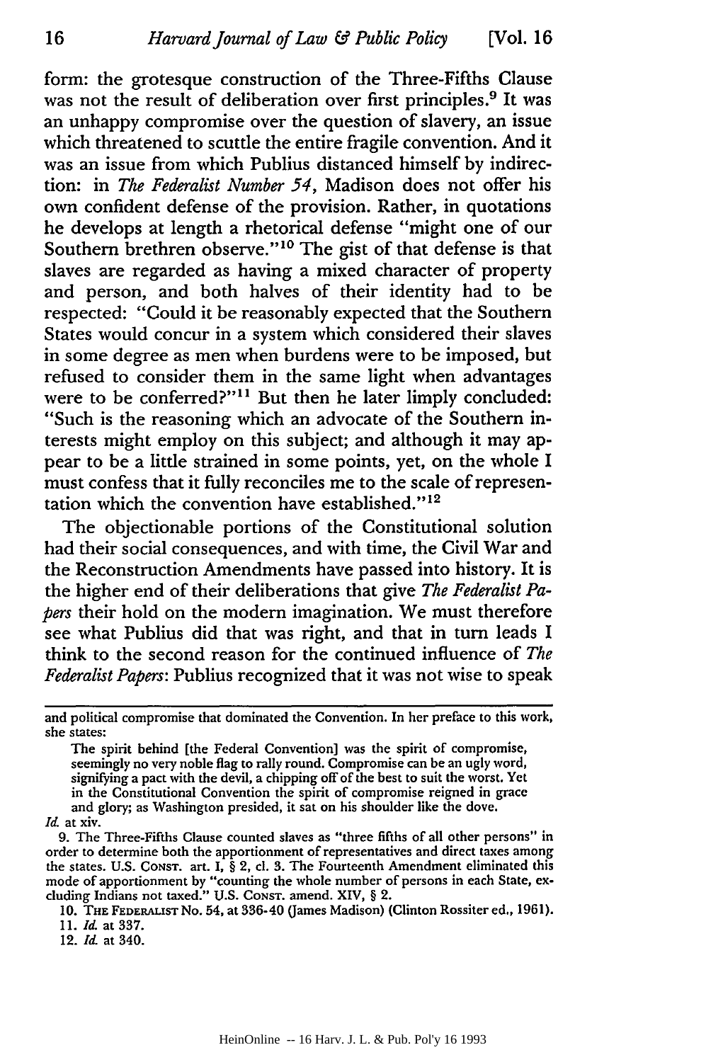form: the grotesque construction of the Three-Fifths Clause was not the result of deliberation over first principles.[9] It was an unhappy compromise over the question of slavery, an issue which threatened to scuttle the entire fragile convention. And it was an issue from which Publius distanced himself by indirection: in *The Federalist Number 54*, Madison does not offer his own confident defense of the provision. Rather, in quotations he develops at length a rhetorical defense "might one of our Southern brethren observe."[10] The gist of that defense is that slaves are regarded as having a mixed character of property and person, and both halves of their identity had to be respected: "Could it be reasonably expected that the Southern States would concur in a system which considered their slaves in some degree as men when burdens were to be imposed, but refused to consider them in the same light when advantages were to be conferred?"[11] But then he later limply concluded: "Such is the reasoning which an advocate of the Southern interests might employ on this subject; and although it may appear to be a little strained in some points, yet, on the whole I must confess that it fully reconciles me to the scale of representation which the convention have established."[12]

The objectionable portions of the Constitutional solution had their social consequences, and with time, the Civil War and the Reconstruction Amendments have passed into history. It is the higher end of their deliberations that give *The Federalist Papers* their hold on the modern imagination. We must therefore see what Publius did that was right, and that in turn leads I think to the second reason for the continued influence of *The Federalist Papers*: Publius recognized that it was not wise to speak

---

and political compromise that dominated the Convention. In her preface to this work, she states:

> The spirit behind [the Federal Convention] was the spirit of compromise, seemingly no very noble flag to rally round. Compromise can be an ugly word, signifying a pact with the devil, a chipping off of the best to suit the worst. Yet in the Constitutional Convention the spirit of compromise reigned in grace and glory; as Washington presided, it sat on his shoulder like the dove.

*Id.* at xiv.

9. The Three-Fifths Clause counted slaves as "three fifths of all other persons" in order to determine both the apportionment of representatives and direct taxes among the states. U.S. CONST. art. I, § 2, cl. 3. The Fourteenth Amendment eliminated this mode of apportionment by "counting the whole number of persons in each State, excluding Indians not taxed." U.S. CONST. amend. XIV, § 2.

10. THE FEDERALIST No. 54, at 336-40 (James Madison) (Clinton Rossiter ed., 1961).

11. *Id.* at 337.

12. *Id.* at 340.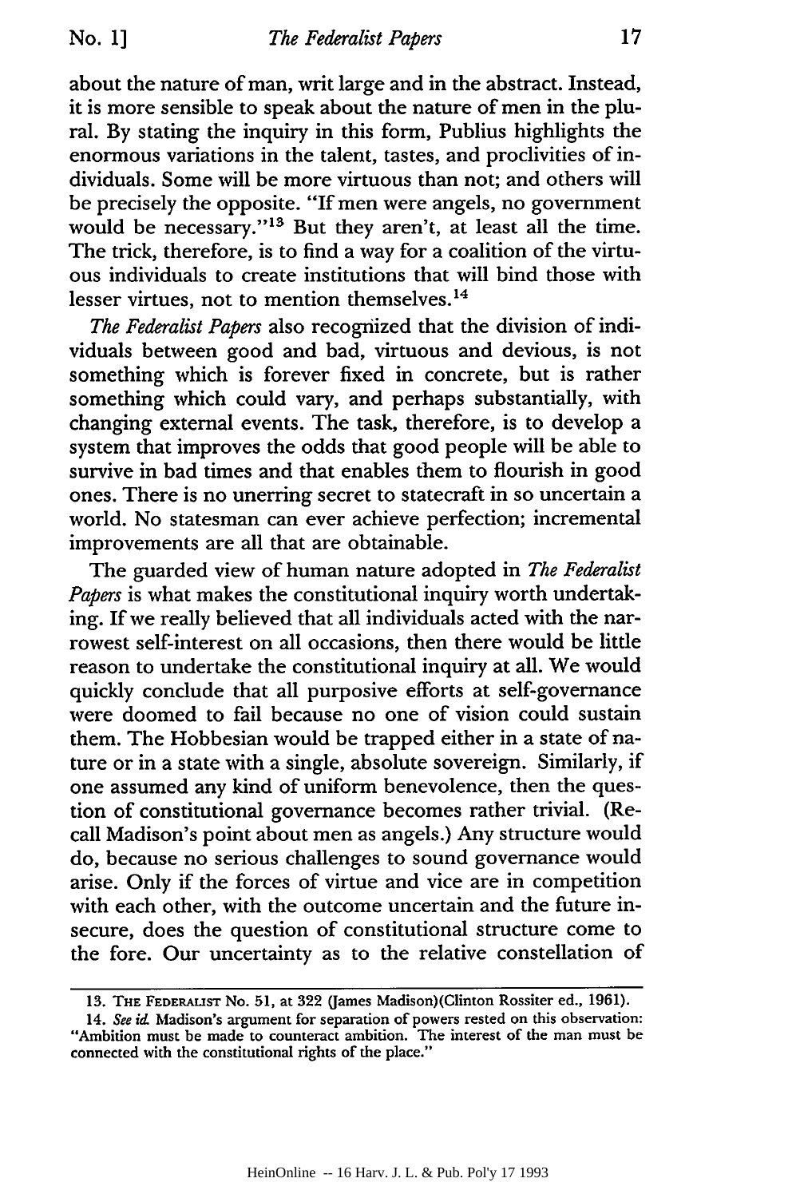about the nature of man, writ large and in the abstract. Instead, it is more sensible to speak about the nature of men in the plural. By stating the inquiry in this form, Publius highlights the enormous variations in the talent, tastes, and proclivities of individuals. Some will be more virtuous than not; and others will be precisely the opposite. "If men were angels, no government would be necessary."[13] But they aren't, at least all the time. The trick, therefore, is to find a way for a coalition of the virtuous individuals to create institutions that will bind those with lesser virtues, not to mention themselves.[14]

*The Federalist Papers* also recognized that the division of individuals between good and bad, virtuous and devious, is not something which is forever fixed in concrete, but is rather something which could vary, and perhaps substantially, with changing external events. The task, therefore, is to develop a system that improves the odds that good people will be able to survive in bad times and that enables them to flourish in good ones. There is no unerring secret to statecraft in so uncertain a world. No statesman can ever achieve perfection; incremental improvements are all that are obtainable.

The guarded view of human nature adopted in *The Federalist Papers* is what makes the constitutional inquiry worth undertaking. If we really believed that all individuals acted with the narrowest self-interest on all occasions, then there would be little reason to undertake the constitutional inquiry at all. We would quickly conclude that all purposive efforts at self-governance were doomed to fail because no one of vision could sustain them. The Hobbesian would be trapped either in a state of nature or in a state with a single, absolute sovereign. Similarly, if one assumed any kind of uniform benevolence, then the question of constitutional governance becomes rather trivial. (Recall Madison's point about men as angels.) Any structure would do, because no serious challenges to sound governance would arise. Only if the forces of virtue and vice are in competition with each other, with the outcome uncertain and the future insecure, does the question of constitutional structure come to the fore. Our uncertainty as to the relative constellation of

---

13. THE FEDERALIST No. 51, at 322 (James Madison)(Clinton Rossiter ed., 1961).

14. *See id.* Madison's argument for separation of powers rested on this observation: "Ambition must be made to counteract ambition. The interest of the man must be connected with the constitutional rights of the place."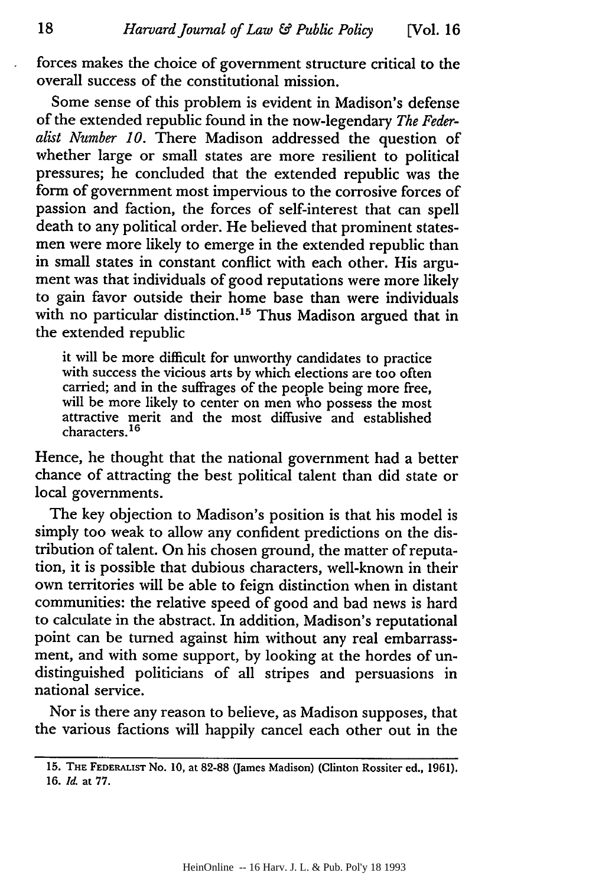forces makes the choice of government structure critical to the overall success of the constitutional mission.

Some sense of this problem is evident in Madison's defense of the extended republic found in the now-legendary *The Federalist Number 10*. There Madison addressed the question of whether large or small states are more resilient to political pressures; he concluded that the extended republic was the form of government most impervious to the corrosive forces of passion and faction, the forces of self-interest that can spell death to any political order. He believed that prominent statesmen were more likely to emerge in the extended republic than in small states in constant conflict with each other. His argument was that individuals of good reputations were more likely to gain favor outside their home base than were individuals with no particular distinction.[15] Thus Madison argued that in the extended republic

> it will be more difficult for unworthy candidates to practice with success the vicious arts by which elections are too often carried; and in the suffrages of the people being more free, will be more likely to center on men who possess the most attractive merit and the most diffusive and established characters.[16]

Hence, he thought that the national government had a better chance of attracting the best political talent than did state or local governments.

The key objection to Madison's position is that his model is simply too weak to allow any confident predictions on the distribution of talent. On his chosen ground, the matter of reputation, it is possible that dubious characters, well-known in their own territories will be able to feign distinction when in distant communities: the relative speed of good and bad news is hard to calculate in the abstract. In addition, Madison's reputational point can be turned against him without any real embarrassment, and with some support, by looking at the hordes of undistinguished politicians of all stripes and persuasions in national service.

Nor is there any reason to believe, as Madison supposes, that the various factions will happily cancel each other out in the

---

15. THE FEDERALIST No. 10, at 82-88 (James Madison) (Clinton Rossiter ed., 1961).
16. *Id.* at 77.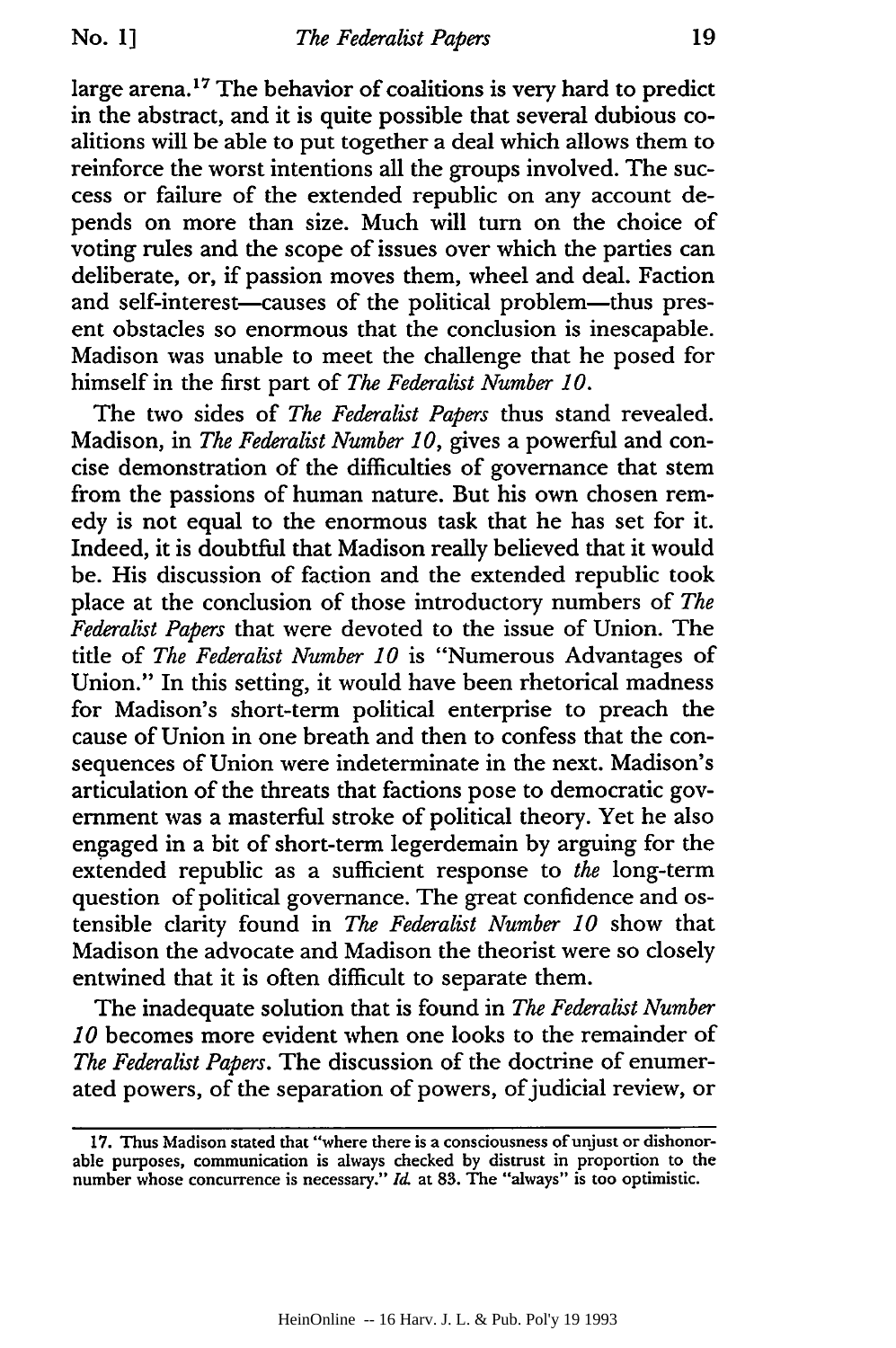large arena.[17] The behavior of coalitions is very hard to predict in the abstract, and it is quite possible that several dubious coalitions will be able to put together a deal which allows them to reinforce the worst intentions all the groups involved. The success or failure of the extended republic on any account depends on more than size. Much will turn on the choice of voting rules and the scope of issues over which the parties can deliberate, or, if passion moves them, wheel and deal. Faction and self-interest—causes of the political problem—thus present obstacles so enormous that the conclusion is inescapable. Madison was unable to meet the challenge that he posed for himself in the first part of *The Federalist Number 10*.

The two sides of *The Federalist Papers* thus stand revealed. Madison, in *The Federalist Number 10*, gives a powerful and concise demonstration of the difficulties of governance that stem from the passions of human nature. But his own chosen remedy is not equal to the enormous task that he has set for it. Indeed, it is doubtful that Madison really believed that it would be. His discussion of faction and the extended republic took place at the conclusion of those introductory numbers of *The Federalist Papers* that were devoted to the issue of Union. The title of *The Federalist Number 10* is "Numerous Advantages of Union." In this setting, it would have been rhetorical madness for Madison's short-term political enterprise to preach the cause of Union in one breath and then to confess that the consequences of Union were indeterminate in the next. Madison's articulation of the threats that factions pose to democratic government was a masterful stroke of political theory. Yet he also engaged in a bit of short-term legerdemain by arguing for the extended republic as a sufficient response to *the* long-term question of political governance. The great confidence and ostensible clarity found in *The Federalist Number 10* show that Madison the advocate and Madison the theorist were so closely entwined that it is often difficult to separate them.

The inadequate solution that is found in *The Federalist Number 10* becomes more evident when one looks to the remainder of *The Federalist Papers*. The discussion of the doctrine of enumerated powers, of the separation of powers, of judicial review, or

---

17. Thus Madison stated that "where there is a consciousness of unjust or dishonorable purposes, communication is always checked by distrust in proportion to the number whose concurrence is necessary." *Id.* at 83. The "always" is too optimistic.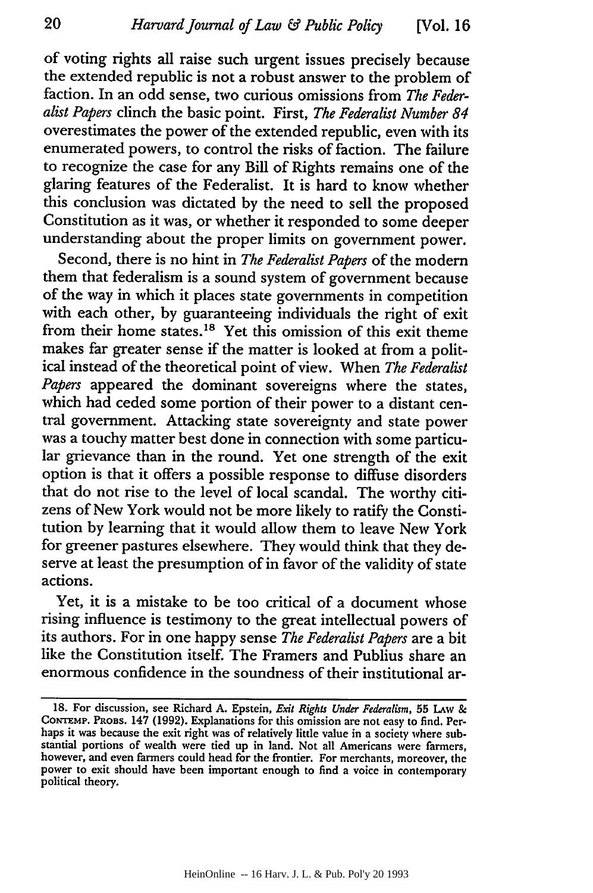of voting rights all raise such urgent issues precisely because the extended republic is not a robust answer to the problem of faction. In an odd sense, two curious omissions from *The Federalist Papers* clinch the basic point. First, *The Federalist Number 84* overestimates the power of the extended republic, even with its enumerated powers, to control the risks of faction. The failure to recognize the case for any Bill of Rights remains one of the glaring features of the Federalist. It is hard to know whether this conclusion was dictated by the need to sell the proposed Constitution as it was, or whether it responded to some deeper understanding about the proper limits on government power.

Second, there is no hint in *The Federalist Papers* of the modern them that federalism is a sound system of government because of the way in which it places state governments in competition with each other, by guaranteeing individuals the right of exit from their home states.[18] Yet this omission of this exit theme makes far greater sense if the matter is looked at from a political instead of the theoretical point of view. When *The Federalist Papers* appeared the dominant sovereigns where the states, which had ceded some portion of their power to a distant central government. Attacking state sovereignty and state power was a touchy matter best done in connection with some particular grievance than in the round. Yet one strength of the exit option is that it offers a possible response to diffuse disorders that do not rise to the level of local scandal. The worthy citizens of New York would not be more likely to ratify the Constitution by learning that it would allow them to leave New York for greener pastures elsewhere. They would think that they deserve at least the presumption of in favor of the validity of state actions.

Yet, it is a mistake to be too critical of a document whose rising influence is testimony to the great intellectual powers of its authors. For in one happy sense *The Federalist Papers* are a bit like the Constitution itself. The Framers and Publius share an enormous confidence in the soundness of their institutional ar-

---

18. For discussion, see Richard A. Epstein, *Exit Rights Under Federalism*, 55 LAW & CONTEMP. PROBS. 147 (1992). Explanations for this omission are not easy to find. Perhaps it was because the exit right was of relatively little value in a society where substantial portions of wealth were tied up in land. Not all Americans were farmers, however, and even farmers could head for the frontier. For merchants, moreover, the power to exit should have been important enough to find a voice in contemporary political theory.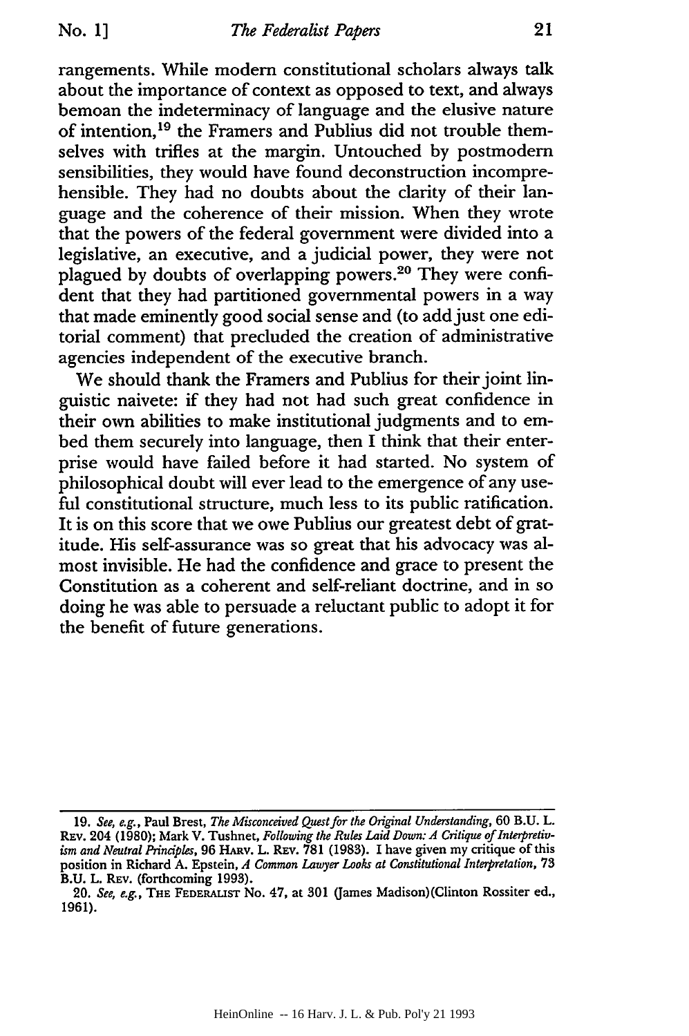rangements. While modern constitutional scholars always talk about the importance of context as opposed to text, and always bemoan the indeterminacy of language and the elusive nature of intention,[19] the Framers and Publius did not trouble themselves with trifles at the margin. Untouched by postmodern sensibilities, they would have found deconstruction incomprehensible. They had no doubts about the clarity of their language and the coherence of their mission. When they wrote that the powers of the federal government were divided into a legislative, an executive, and a judicial power, they were not plagued by doubts of overlapping powers.[20] They were confident that they had partitioned governmental powers in a way that made eminently good social sense and (to add just one editorial comment) that precluded the creation of administrative agencies independent of the executive branch.

We should thank the Framers and Publius for their joint linguistic naivete: if they had not had such great confidence in their own abilities to make institutional judgments and to embed them securely into language, then I think that their enterprise would have failed before it had started. No system of philosophical doubt will ever lead to the emergence of any useful constitutional structure, much less to its public ratification. It is on this score that we owe Publius our greatest debt of gratitude. His self-assurance was so great that his advocacy was almost invisible. He had the confidence and grace to present the Constitution as a coherent and self-reliant doctrine, and in so doing he was able to persuade a reluctant public to adopt it for the benefit of future generations.

---

19. *See, e.g.*, Paul Brest, *The Misconceived Quest for the Original Understanding*, 60 B.U. L. REV. 204 (1980); Mark V. Tushnet, *Following the Rules Laid Down: A Critique of Interpretivism and Neutral Principles*, 96 HARV. L. REV. 781 (1983). I have given my critique of this position in Richard A. Epstein, *A Common Lawyer Looks at Constitutional Interpretation*, 73 B.U. L. REV. (forthcoming 1993).

20. *See, e.g.*, THE FEDERALIST No. 47, at 301 (James Madison)(Clinton Rossiter ed., 1961).